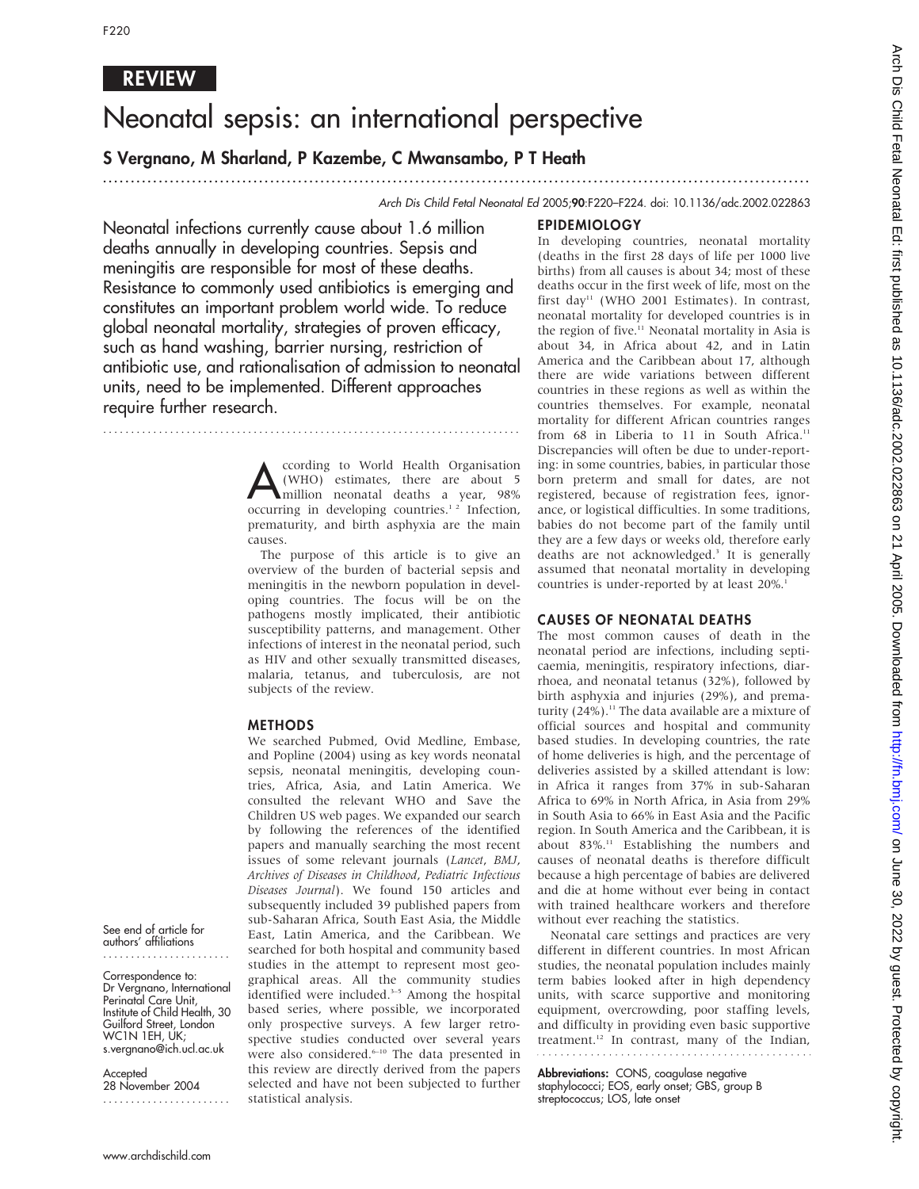REVIEW

# Neonatal sepsis: an international perspective

**S Vergnano, M Sharland, P Kazembe, C Mwansambo, P T Heath**

*Arch Dis Child Fetal Neonatal Ed* 2005;**90**:F220–F224. doi: 10.1136/adc.2002.022863

Neonatal infections currently cause about 1.6 million deaths annually in developing countries. Sepsis and meningitis are responsible for most of these deaths. Resistance to commonly used antibiotics is emerging and constitutes an important problem world wide. To reduce global neonatal mortality, strategies of proven efficacy, such as hand washing, barrier nursing, restriction of antibiotic use, and rationalisation of admission to neonatal units, need to be implemented. Different approaches require further research.

See end of article for authors' affiliations

Correspondence to: Dr Vergnano, International Perinatal Care Unit, Institute of Child Health, 30 Guilford Street, London WC1N 1EH, UK; s.vergnano@ich.ucl.ac.uk

Accepted 28 November 2004

According to World Health Organisation (WHO) estimates, there are about 5 million neonatal deaths a year, 98% occurring in developing countries.[1,2] Infection, prematurity, and birth asphyxia are the main causes.

The purpose of this article is to give an overview of the burden of bacterial sepsis and meningitis in the newborn population in developing countries. The focus will be on the pathogens mostly implicated, their antibiotic susceptibility patterns, and management. Other infections of interest in the neonatal period, such as HIV and other sexually transmitted diseases, malaria, tetanus, and tuberculosis, are not subjects of the review.

## METHODS

We searched Pubmed, Ovid Medline, Embase, and Popline (2004) using as key words neonatal sepsis, neonatal meningitis, developing countries, Africa, Asia, and Latin America. We consulted the relevant WHO and Save the Children US web pages. We expanded our search by following the references of the identified papers and manually searching the most recent issues of some relevant journals (*Lancet*, *BMJ*, *Archives of Diseases in Childhood*, *Pediatric Infectious Diseases Journal*). We found 150 articles and subsequently included 39 published papers from sub-Saharan Africa, South East Asia, the Middle East, Latin America, and the Caribbean. We searched for both hospital and community based studies in the attempt to represent most geographical areas. All the community studies identified were included.[3–5] Among the hospital based series, where possible, we incorporated only prospective surveys. A few larger retrospective studies conducted over several years were also considered.[6–10] The data presented in this review are directly derived from the papers selected and have not been subjected to further statistical analysis.

## EPIDEMIOLOGY

In developing countries, neonatal mortality (deaths in the first 28 days of life per 1000 live births) from all causes is about 34; most of these deaths occur in the first week of life, most on the first day[11] (WHO 2001 Estimates). In contrast, neonatal mortality for developed countries is in the region of five.[11] Neonatal mortality in Asia is about 34, in Africa about 42, and in Latin America and the Caribbean about 17, although there are wide variations between different countries in these regions as well as within the countries themselves. For example, neonatal mortality for different African countries ranges from 68 in Liberia to 11 in South Africa.[11] Discrepancies will often be due to under-reporting: in some countries, babies, in particular those born preterm and small for dates, are not registered, because of registration fees, ignorance, or logistical difficulties. In some traditions, babies do not become part of the family until they are a few days or weeks old, therefore early deaths are not acknowledged.[3] It is generally assumed that neonatal mortality in developing countries is under-reported by at least 20%.[1]

## CAUSES OF NEONATAL DEATHS

The most common causes of death in the neonatal period are infections, including septicaemia, meningitis, respiratory infections, diarrhoea, and neonatal tetanus (32%), followed by birth asphyxia and injuries (29%), and prematurity (24%).[11] The data available are a mixture of official sources and hospital and community based studies. In developing countries, the rate of home deliveries is high, and the percentage of deliveries assisted by a skilled attendant is low: in Africa it ranges from 37% in sub-Saharan Africa to 69% in North Africa, in Asia from 29% in South Asia to 66% in East Asia and the Pacific region. In South America and the Caribbean, it is about 83%.[11] Establishing the numbers and causes of neonatal deaths is therefore difficult because a high percentage of babies are delivered and die at home without ever being in contact with trained healthcare workers and therefore without ever reaching the statistics.

Neonatal care settings and practices are very different in different countries. In most African studies, the neonatal population includes mainly term babies looked after in high dependency units, with scarce supportive and monitoring equipment, overcrowding, poor staffing levels, and difficulty in providing even basic supportive treatment.[12] In contrast, many of the Indian,

**Abbreviations:** CONS, coagulase negative staphylococci; EOS, early onset; GBS, group B streptococcus; LOS, late onset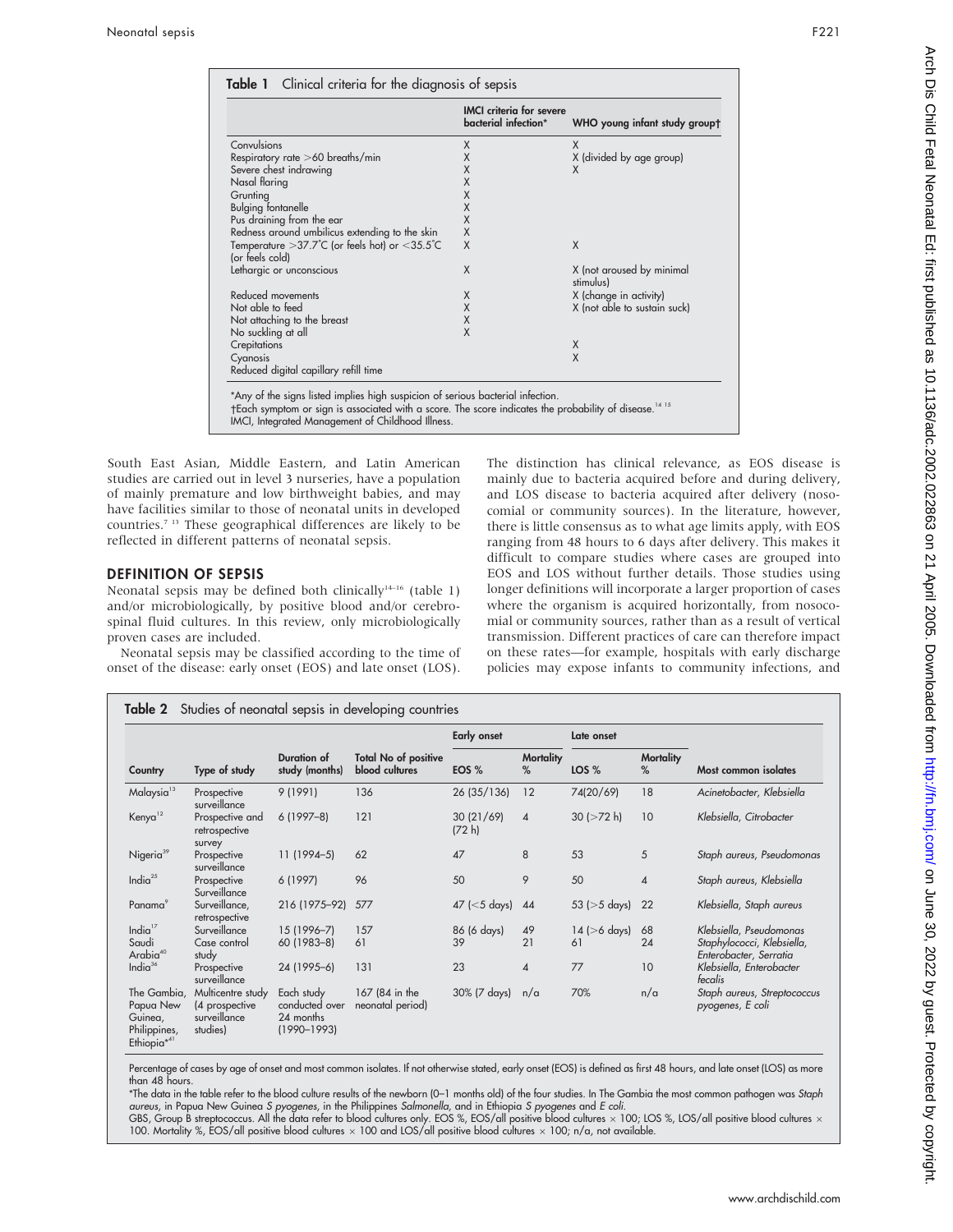**Table 1** Clinical criteria for the diagnosis of sepsis

| | IMCI criteria for severe bacterial infection* | WHO young infant study group† |
|---|---|---|
| Convulsions | X | X |
| Respiratory rate >60 breaths/min | X | X (divided by age group) |
| Severe chest indrawing | X | X |
| Nasal flaring | X | |
| Grunting | X | |
| Bulging fontanelle | X | |
| Pus draining from the ear | X | |
| Redness around umbilicus extending to the skin | X | |
| Temperature >37.7°C (or feels hot) or <35.5°C (or feels cold) | X | X |
| Lethargic or unconscious | X | X (not aroused by minimal stimulus) |
| Reduced movements | X | X (change in activity) |
| Not able to feed | X | X (not able to sustain suck) |
| Not attaching to the breast | X | |
| No suckling at all | X | |
| Crepitations | | X |
| Cyanosis | | X |
| Reduced digital capillary refill time | | |

*Any of the signs listed implies high suspicion of serious bacterial infection.
†Each symptom or sign is associated with a score. The score indicates the probability of disease.[14 15]
IMCI, Integrated Management of Childhood Illness.

South East Asian, Middle Eastern, and Latin American studies are carried out in level 3 nurseries, have a population of mainly premature and low birthweight babies, and may have facilities similar to those of neonatal units in developed countries.[7 13] These geographical differences are likely to be reflected in different patterns of neonatal sepsis.

## DEFINITION OF SEPSIS

Neonatal sepsis may be defined both clinically[14–16] (table 1) and/or microbiologically, by positive blood and/or cerebrospinal fluid cultures. In this review, only microbiologically proven cases are included.

Neonatal sepsis may be classified according to the time of onset of the disease: early onset (EOS) and late onset (LOS). The distinction has clinical relevance, as EOS disease is mainly due to bacteria acquired before and during delivery, and LOS disease to bacteria acquired after delivery (nosocomial or community sources). In the literature, however, there is little consensus as to what age limits apply, with EOS ranging from 48 hours to 6 days after delivery. This makes it difficult to compare studies where cases are grouped into EOS and LOS without further details. Those studies using longer definitions will incorporate a larger proportion of cases where the organism is acquired horizontally, from nosocomial or community sources, rather than as a result of vertical transmission. Different practices of care can therefore impact on these rates—for example, hospitals with early discharge policies may expose infants to community infections, and

**Table 2** Studies of neonatal sepsis in developing countries

| Country | Type of study | Duration of study (months) | Total No of positive blood cultures | Early onset EOS % | Early onset Mortality % | Late onset LOS % | Late onset Mortality % | Most common isolates |
|---|---|---|---|---|---|---|---|---|
| Malaysia[13] | Prospective surveillance | 9 (1991) | 136 | 26 (35/136) | 12 | 74(20/69) | 18 | *Acinetobacter*, *Klebsiella* |
| Kenya[12] | Prospective and retrospective survey | 6 (1997–8) | 121 | 30 (21/69) (72 h) | 4 | 30 (>72 h) | 10 | *Klebsiella*, *Citrobacter* |
| Nigeria[39] | Prospective surveillance | 11 (1994–5) | 62 | 47 | 8 | 53 | 5 | *Staph aureus*, *Pseudomonas* |
| India[25] | Prospective Surveillance | 6 (1997) | 96 | 50 | 9 | 50 | 4 | *Staph aureus*, *Klebsiella* |
| Panama[9] | Surveillance, retrospective | 216 (1975–92) | 577 | 47 (<5 days) | 44 | 53 (>5 days) | 22 | *Klebsiella*, *Staph aureus* |
| India[17] | Surveillance | 15 (1996–7) | 157 | 86 (6 days) | 49 | 14 (>6 days) | 68 | *Klebsiella*, *Pseudomonas* |
| Saudi Arabia[40] | Case control study | 60 (1983–8) | 61 | 39 | 21 | 61 | 24 | *Staphylococci*, *Klebsiella*, *Enterobacter*, *Serratia* |
| India[36] | Prospective surveillance | 24 (1995–6) | 131 | 23 | 4 | 77 | 10 | *Klebsiella*, *Enterobacter fecalis* |
| The Gambia, Papua New Guinea, Philippines, Ethiopia*[41] | Multicentre study (4 prospective surveillance studies) | Each study conducted over 24 months (1990–1993) | 167 (84 in the neonatal period) | 30% (7 days) | n/a | 70% | n/a | *Staph aureus*, *Streptococcus pyogenes*, *E coli* |

Percentage of cases by age of onset and most common isolates. If not otherwise stated, early onset (EOS) is defined as first 48 hours, and late onset (LOS) as more than 48 hours.
*The data in the table refer to the blood culture results of the newborn (0–1 months old) of the four studies. In The Gambia the most common pathogen was *Staph aureus*, in Papua New Guinea *S pyogenes*, in the Philippines *Salmonella*, and in Ethiopia *S pyogenes* and *E coli*.
GBS, Group B streptococcus. All the data refer to blood cultures only. EOS %, EOS/all positive blood cultures × 100; LOS %, LOS/all positive blood cultures × 100. Mortality %, EOS/all positive blood cultures × 100 and LOS/all positive blood cultures × 100; n/a, not available.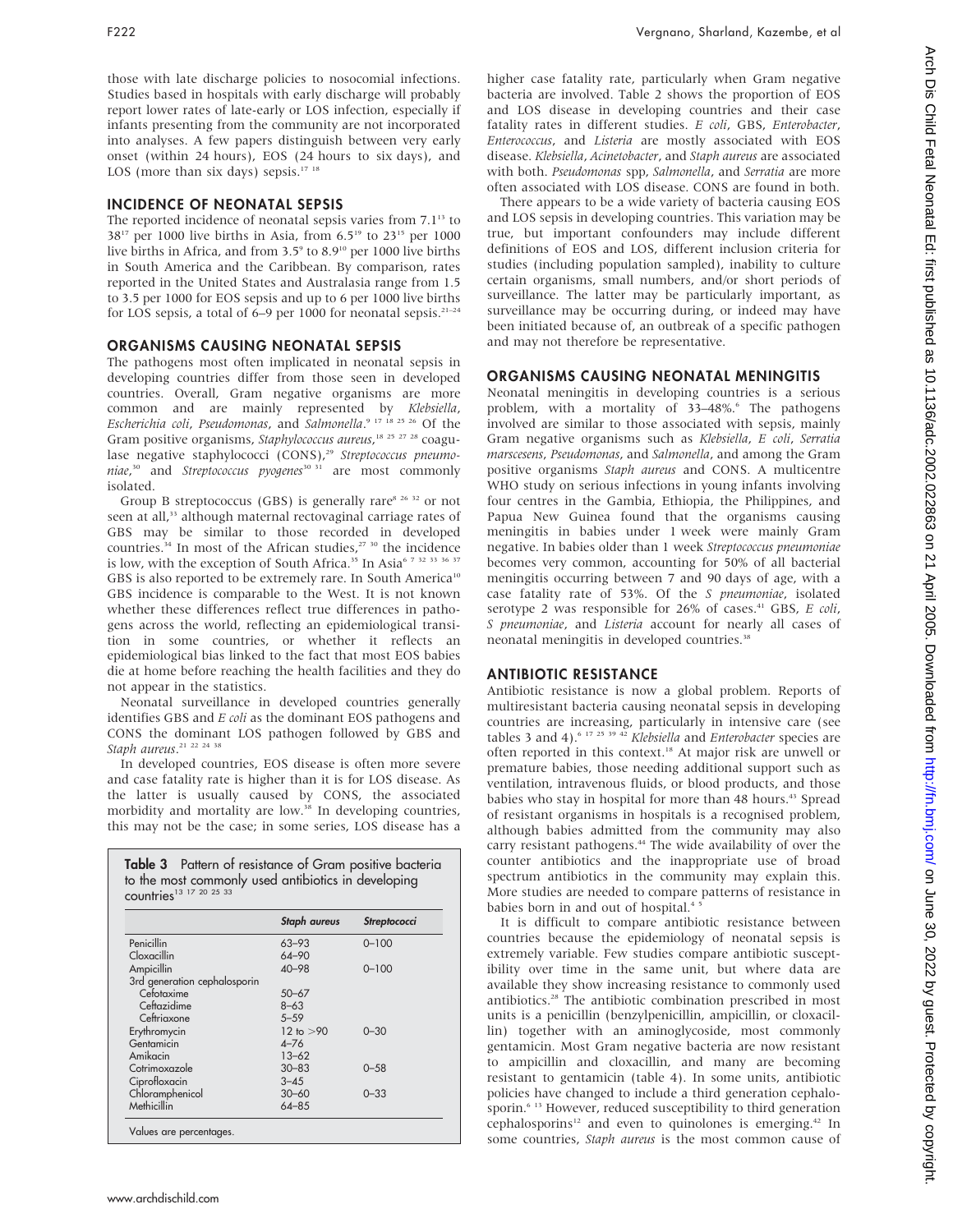those with late discharge policies to nosocomial infections. Studies based in hospitals with early discharge will probably report lower rates of late-early or LOS infection, especially if infants presenting from the community are not incorporated into analyses. A few papers distinguish between very early onset (within 24 hours), EOS (24 hours to six days), and LOS (more than six days) sepsis.[17 18]

## INCIDENCE OF NEONATAL SEPSIS

The reported incidence of neonatal sepsis varies from 7.1[13] to 38[17] per 1000 live births in Asia, from 6.5[19] to 23[15] per 1000 live births in Africa, and from 3.5[9] to 8.9[10] per 1000 live births in South America and the Caribbean. By comparison, rates reported in the United States and Australasia range from 1.5 to 3.5 per 1000 for EOS sepsis and up to 6 per 1000 live births for LOS sepsis, a total of 6–9 per 1000 for neonatal sepsis.[21–24]

## ORGANISMS CAUSING NEONATAL SEPSIS

The pathogens most often implicated in neonatal sepsis in developing countries differ from those seen in developed countries. Overall, Gram negative organisms are more common and are mainly represented by *Klebsiella*, *Escherichia coli*, *Pseudomonas*, and *Salmonella*.[9 17 18 25 26] Of the Gram positive organisms, *Staphylococcus aureus*,[18 25 27 28] coagulase negative staphylococci (CONS),[29] *Streptococcus pneumoniae*,[30] and *Streptococcus pyogenes*[30 31] are most commonly isolated.

Group B streptococcus (GBS) is generally rare[8 26 32] or not seen at all,[33] although maternal rectovaginal carriage rates of GBS may be similar to those recorded in developed countries.[34] In most of the African studies,[27 30] the incidence is low, with the exception of South Africa.[35] In Asia[6 7 32 33 36 37] GBS is also reported to be extremely rare. In South America[10] GBS incidence is comparable to the West. It is not known whether these differences reflect true differences in pathogens across the world, reflecting an epidemiological transition in some countries, or whether it reflects an epidemiological bias linked to the fact that most EOS babies die at home before reaching the health facilities and they do not appear in the statistics.

Neonatal surveillance in developed countries generally identifies GBS and *E coli* as the dominant EOS pathogens and CONS the dominant LOS pathogen followed by GBS and *Staph aureus*.[21 22 24 38]

In developed countries, EOS disease is often more severe and case fatality rate is higher than it is for LOS disease. As the latter is usually caused by CONS, the associated morbidity and mortality are low.[38] In developing countries, this may not be the case; in some series, LOS disease has a higher case fatality rate, particularly when Gram negative bacteria are involved. Table 2 shows the proportion of EOS and LOS disease in developing countries and their case fatality rates in different studies. *E coli*, GBS, *Enterobacter*, *Enterococcus*, and *Listeria* are mostly associated with EOS disease. *Klebsiella*, *Acinetobacter*, and *Staph aureus* are associated with both. *Pseudomonas* spp, *Salmonella*, and *Serratia* are more often associated with LOS disease. CONS are found in both.

There appears to be a wide variety of bacteria causing EOS and LOS sepsis in developing countries. This variation may be true, but important confounders may include different definitions of EOS and LOS, different inclusion criteria for studies (including population sampled), inability to culture certain organisms, small numbers, and/or short periods of surveillance. The latter may be particularly important, as surveillance may be occurring during, or indeed may have been initiated because of, an outbreak of a specific pathogen and may not therefore be representative.

## ORGANISMS CAUSING NEONATAL MENINGITIS

Neonatal meningitis in developing countries is a serious problem, with a mortality of 33–48%.[6] The pathogens involved are similar to those associated with sepsis, mainly Gram negative organisms such as *Klebsiella*, *E coli*, *Serratia marscesens*, *Pseudomonas*, and *Salmonella*, and among the Gram positive organisms *Staph aureus* and CONS. A multicentre WHO study on serious infections in young infants involving four centres in the Gambia, Ethiopia, the Philippines, and Papua New Guinea found that the organisms causing meningitis in babies under 1 week were mainly Gram negative. In babies older than 1 week *Streptococcus pneumoniae* becomes very common, accounting for 50% of all bacterial meningitis occurring between 7 and 90 days of age, with a case fatality rate of 53%. Of the *S pneumoniae*, isolated serotype 2 was responsible for 26% of cases.[41] GBS, *E coli*, *S pneumoniae*, and *Listeria* account for nearly all cases of neonatal meningitis in developed countries.[38]

## ANTIBIOTIC RESISTANCE

Antibiotic resistance is now a global problem. Reports of multiresistant bacteria causing neonatal sepsis in developing countries are increasing, particularly in intensive care (see tables 3 and 4).[6 17 25 39 42] *Klebsiella* and *Enterobacter* species are often reported in this context.[18] At major risk are unwell or premature babies, those needing additional support such as ventilation, intravenous fluids, or blood products, and those babies who stay in hospital for more than 48 hours.[43] Spread of resistant organisms in hospitals is a recognised problem, although babies admitted from the community may also carry resistant pathogens.[44] The wide availability of over the counter antibiotics and the inappropriate use of broad spectrum antibiotics in the community may explain this. More studies are needed to compare patterns of resistance in babies born in and out of hospital.[4 5]

It is difficult to compare antibiotic resistance between countries because the epidemiology of neonatal sepsis is extremely variable. Few studies compare antibiotic susceptibility over time in the same unit, but where data are available they show increasing resistance to commonly used antibiotics.[28] The antibiotic combination prescribed in most units is a penicillin (benzylpenicillin, ampicillin, or cloxacillin) together with an aminoglycoside, most commonly gentamicin. Most Gram negative bacteria are now resistant to ampicillin and cloxacillin, and many are becoming resistant to gentamicin (table 4). In some units, antibiotic policies have changed to include a third generation cephalosporin.[6 13] However, reduced susceptibility to third generation cephalosporins[12] and even to quinolones is emerging.[42] In some countries, *Staph aureus* is the most common cause of

**Table 3** Pattern of resistance of Gram positive bacteria to the most commonly used antibiotics in developing countries[13 17 20 25 33]

| | *Staph aureus* | *Streptococci* |
|---|---|---|
| Penicillin | 63–93 | 0–100 |
| Cloxacillin | 64–90 | |
| Ampicillin | 40–98 | 0–100 |
| 3rd generation cephalosporin | | |
| Cefotaxime | 50–67 | |
| Ceftazidime | 8–63 | |
| Ceftriaxone | 5–59 | |
| Erythromycin | 12 to >90 | 0–30 |
| Gentamicin | 4–76 | |
| Amikacin | 13–62 | |
| Cotrimoxazole | 30–83 | 0–58 |
| Ciprofloxacin | 3–45 | |
| Chloramphenicol | 30–60 | 0–33 |
| Methicillin | 64–85 | |

Values are percentages.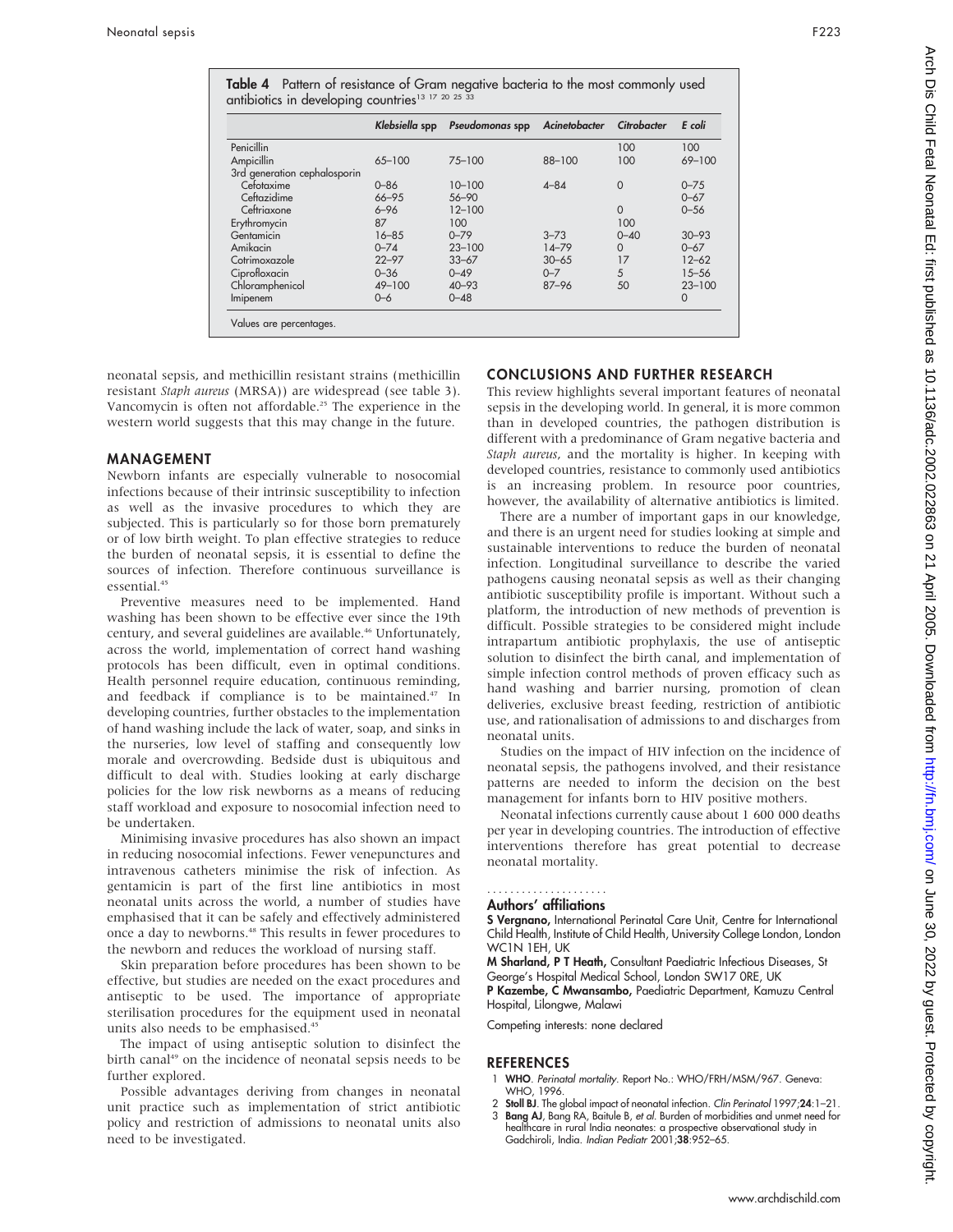**Table 4** Pattern of resistance of Gram negative bacteria to the most commonly used antibiotics in developing countries[13 17 20 25 33]

| | *Klebsiella spp* | *Pseudomonas spp* | *Acinetobacter* | *Citrobacter* | *E coli* |
|---|---|---|---|---|---|
| Penicillin | | | | 100 | 100 |
| Ampicillin | 65–100 | 75–100 | 88–100 | 100 | 69–100 |
| 3rd generation cephalosporin | | | | | |
| Cefotaxime | 0–86 | 10–100 | 4–84 | 0 | 0–75 |
| Ceftazidime | 66–95 | 56–90 | | | 0–67 |
| Ceftriaxone | 6–96 | 12–100 | | 0 | 0–56 |
| Erythromycin | 87 | 100 | | 100 | |
| Gentamicin | 16–85 | 0–79 | 3–73 | 0–40 | 30–93 |
| Amikacin | 0–74 | 23–100 | 14–79 | 0 | 0–67 |
| Cotrimoxazole | 22–97 | 33–67 | 30–65 | 17 | 12–62 |
| Ciprofloxacin | 0–36 | 0–49 | 0–7 | 5 | 15–56 |
| Chloramphenicol | 49–100 | 40–93 | 87–96 | 50 | 23–100 |
| Imipenem | 0–6 | 0–48 | | | 0 |

Values are percentages.

neonatal sepsis, and methicillin resistant strains (methicillin resistant *Staph aureus* (MRSA)) are widespread (see table 3). Vancomycin is often not affordable.[25] The experience in the western world suggests that this may change in the future.

## MANAGEMENT

Newborn infants are especially vulnerable to nosocomial infections because of their intrinsic susceptibility to infection as well as the invasive procedures to which they are subjected. This is particularly so for those born prematurely or of low birth weight. To plan effective strategies to reduce the burden of neonatal sepsis, it is essential to define the sources of infection. Therefore continuous surveillance is essential.[45]

Preventive measures need to be implemented. Hand washing has been shown to be effective ever since the 19th century, and several guidelines are available.[46] Unfortunately, across the world, implementation of correct hand washing protocols has been difficult, even in optimal conditions. Health personnel require education, continuous reminding, and feedback if compliance is to be maintained.[47] In developing countries, further obstacles to the implementation of hand washing include the lack of water, soap, and sinks in the nurseries, low level of staffing and consequently low morale and overcrowding. Bedside dust is ubiquitous and difficult to deal with. Studies looking at early discharge policies for the low risk newborns as a means of reducing staff workload and exposure to nosocomial infection need to be undertaken.

Minimising invasive procedures has also shown an impact in reducing nosocomial infections. Fewer venepunctures and intravenous catheters minimise the risk of infection. As gentamicin is part of the first line antibiotics in most neonatal units across the world, a number of studies have emphasised that it can be safely and effectively administered once a day to newborns.[48] This results in fewer procedures to the newborn and reduces the workload of nursing staff.

Skin preparation before procedures has been shown to be effective, but studies are needed on the exact procedures and antiseptic to be used. The importance of appropriate sterilisation procedures for the equipment used in neonatal units also needs to be emphasised.[45]

The impact of using antiseptic solution to disinfect the birth canal[49] on the incidence of neonatal sepsis needs to be further explored.

Possible advantages deriving from changes in neonatal unit practice such as implementation of strict antibiotic policy and restriction of admissions to neonatal units also need to be investigated.

## CONCLUSIONS AND FURTHER RESEARCH

This review highlights several important features of neonatal sepsis in the developing world. In general, it is more common than in developed countries, the pathogen distribution is different with a predominance of Gram negative bacteria and *Staph aureus*, and the mortality is higher. In keeping with developed countries, resistance to commonly used antibiotics is an increasing problem. In resource poor countries, however, the availability of alternative antibiotics is limited.

There are a number of important gaps in our knowledge, and there is an urgent need for studies looking at simple and sustainable interventions to reduce the burden of neonatal infection. Longitudinal surveillance to describe the varied pathogens causing neonatal sepsis as well as their changing antibiotic susceptibility profile is important. Without such a platform, the introduction of new methods of prevention is difficult. Possible strategies to be considered might include intrapartum antibiotic prophylaxis, the use of antiseptic solution to disinfect the birth canal, and implementation of simple infection control methods of proven efficacy such as hand washing and barrier nursing, promotion of clean deliveries, exclusive breast feeding, restriction of antibiotic use, and rationalisation of admissions to and discharges from neonatal units.

Studies on the impact of HIV infection on the incidence of neonatal sepsis, the pathogens involved, and their resistance patterns are needed to inform the decision on the best management for infants born to HIV positive mothers.

Neonatal infections currently cause about 1 600 000 deaths per year in developing countries. The introduction of effective interventions therefore has great potential to decrease neonatal mortality.

### Authors' affiliations

**S Vergnano,** International Perinatal Care Unit, Centre for International Child Health, Institute of Child Health, University College London, London WC1N 1EH, UK

**M Sharland, P T Heath,** Consultant Paediatric Infectious Diseases, St George's Hospital Medical School, London SW17 0RE, UK

**P Kazembe, C Mwansambo,** Paediatric Department, Kamuzu Central Hospital, Lilongwe, Malawi

Competing interests: none declared

## REFERENCES

1. **WHO**. *Perinatal mortality*. Report No.: WHO/FRH/MSM/967. Geneva: WHO, 1996.
2. **Stoll BJ**. The global impact of neonatal infection. *Clin Perinatol* 1997;**24**:1–21.
3. **Bang AJ**, Bang RA, Baitule B, *et al*. Burden of morbidities and unmet need for healthcare in rural India neonates: a prospective observational study in Gadchiroli, India. *Indian Pediatr* 2001;**38**:952–65.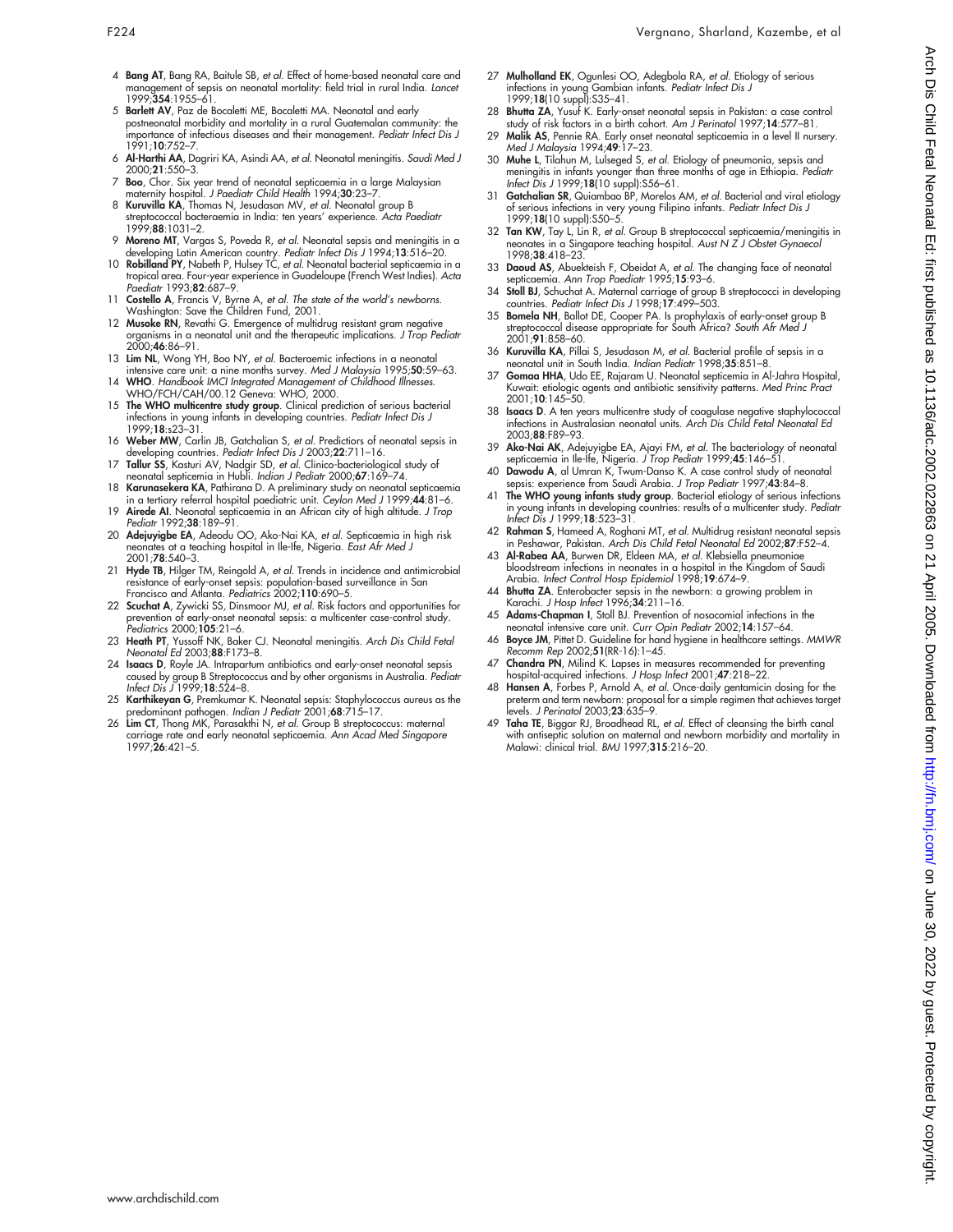4 **Bang AT**, Bang RA, Baitule SB, *et al*. Effect of home-based neonatal care and management of sepsis on neonatal mortality: field trial in rural India. *Lancet* 1999;**354**:1955–61.

5 **Barlett AV**, Paz de Bocaletti ME, Bocaletti MA. Neonatal and early postneonatal morbidity and mortality in a rural Guatemalan community: the importance of infectious diseases and their management. *Pediatr Infect Dis J* 1991;**10**:752–7.

6 **Al-Harthi AA**, Dagriri KA, Asindi AA, *et al*. Neonatal meningitis. *Saudi Med J* 2000;**21**:550–3.

7 **Boo**, Chor. Six year trend of neonatal septicaemia in a large Malaysian maternity hospital. *J Paediatr Child Health* 1994;**30**:23–7.

8 **Kuruvilla KA**, Thomas N, Jesudasan MV, *et al*. Neonatal group B streptococcal bacteraemia in India: ten years' experience. *Acta Paediatr* 1999;**88**:1031–2.

9 **Moreno MT**, Vargas S, Poveda R, *et al*. Neonatal sepsis and meningitis in a developing Latin American country. *Pediatr Infect Dis J* 1994;**13**:516–20.

10 **Robilland PY**, Nabeth P, Hulsey TC, *et al*. Neonatal bacterial septicaemia in a tropical area. Four-year experience in Guadeloupe (French West Indies). *Acta Paediatr* 1993;**82**:687–9.

11 **Costello A**, Francis V, Byrne A, *et al*. *The state of the world's newborns*. Washington: Save the Children Fund, 2001.

12 **Musoke RN**, Revathi G. Emergence of multidrug resistant gram negative organisms in a neonatal unit and the therapeutic implications. *J Trop Pediatr* 2000;**46**:86–91.

13 **Lim NL**, Wong YH, Boo NY, *et al*. Bacteraemic infections in a neonatal intensive care unit: a nine months survey. *Med J Malaysia* 1995;**50**:59–63.

14 **WHO**. *Handbook IMCI Integrated Management of Childhood Illnesses*. WHO/FCH/CAH/00.12 Geneva: WHO, 2000.

15 **The WHO multicentre study group**. Clinical prediction of serious bacterial infections in young infants in developing countries. *Pediatr Infect Dis J* 1999;**18**:s23–31.

16 **Weber MW**, Carlin JB, Gatchalian S, *et al*. Predictiors of neonatal sepsis in developing countries. *Pediatr Infect Dis J* 2003;**22**:711–16.

17 **Tallur SS**, Kasturi AV, Nadgir SD, *et al*. Clinico-bacteriological study of neonatal septicemia in Hubli. *Indian J Pediatr* 2000;**67**:169–74.

18 **Karunasekera KA**, Pathirana D. A preliminary study on neonatal septicaemia in a tertiary referral hospital paediatric unit. *Ceylon Med J* 1999;**44**:81–6.

19 **Airede AI**. Neonatal septicaemia in an African city of high altitude. *J Trop Pediatr* 1992;**38**:189–91.

20 **Adejuyigbe EA**, Adeodu OO, Ako-Nai KA, *et al*. Septicaemia in high risk neonates at a teaching hospital in Ile-Ife, Nigeria. *East Afr Med J* 2001;**78**:540–3.

21 **Hyde TB**, Hilger TM, Reingold A, *et al*. Trends in incidence and antimicrobial resistance of early-onset sepsis: population-based surveillance in San Francisco and Atlanta. *Pediatrics* 2002;**110**:690–5.

22 **Scuchat A**, Zywicki SS, Dinsmoor MJ, *et al*. Risk factors and opportunities for prevention of early-onset neonatal sepsis: a multicenter case-control study. *Pediatrics* 2000;**105**:21–6.

23 **Heath PT**, Yussoff NK, Baker CJ. Neonatal meningitis. *Arch Dis Child Fetal Neonatal Ed* 2003;**88**:F173–8.

24 **Isaacs D**, Royle JA. Intrapartum antibiotics and early-onset neonatal sepsis caused by group B Streptococcus and by other organisms in Australia. *Pediatr Infect Dis J* 1999;**18**:524–8.

25 **Karthikeyan G**, Premkumar K. Neonatal sepsis: Staphylococcus aureus as the predominant pathogen. *Indian J Pediatr* 2001;**68**:715–17.

26 **Lim CT**, Thong MK, Parasakthi N, *et al*. Group B streptococcus: maternal carriage rate and early neonatal septicaemia. *Ann Acad Med Singapore* 1997;**26**:421–5.

27 **Mulholland EK**, Ogunlesi OO, Adegbola RA, *et al*. Etiology of serious infections in young Gambian infants. *Pediatr Infect Dis J* 1999;**18**(10 suppl):S35–41.

28 **Bhutta ZA**, Yusuf K. Early-onset neonatal sepsis in Pakistan: a case control study of risk factors in a birth cohort. *Am J Perinatol* 1997;**14**:577–81.

29 **Malik AS**, Pennie RA. Early onset neonatal septicaemia in a level II nursery. *Med J Malaysia* 1994;**49**:17–23.

30 **Muhe L**, Tilahun M, Lulseged S, *et al*. Etiology of pneumonia, sepsis and meningitis in infants younger than three months of age in Ethiopia. *Pediatr Infect Dis J* 1999;**18**(10 suppl):S56–61.

31 **Gatchalian SR**, Quiambao BP, Morelos AM, *et al*. Bacterial and viral etiology of serious infections in very young Filipino infants. *Pediatr Infect Dis J* 1999;**18**(10 suppl):S50–5.

32 **Tan KW**, Tay L, Lin R, *et al*. Group B streptococcal septicaemia/meningitis in neonates in a Singapore teaching hospital. *Aust N Z J Obstet Gynaecol* 1998;**38**:418–23.

33 **Daoud AS**, Abuekteish F, Obeidat A, *et al*. The changing face of neonatal septicaemia. *Ann Trop Paediatr* 1995;**15**:93–6.

34 **Stoll BJ**, Schuchat A. Maternal carriage of group B streptococci in developing countries. *Pediatr Infect Dis J* 1998;**17**:499–503.

35 **Bomela NH**, Ballot DE, Cooper PA. Is prophylaxis of early-onset group B streptococcal disease appropriate for South Africa? *South Afr Med J* 2001;**91**:858–60.

36 **Kuruvilla KA**, Pillai S, Jesudason M, *et al*. Bacterial profile of sepsis in a neonatal unit in South India. *Indian Pediatr* 1998;**35**:851–8.

37 **Gomaa HHA**, Udo EE, Rajaram U. Neonatal septicemia in Al-Jahra Hospital, Kuwait: etiologic agents and antibiotic sensitivity patterns. *Med Princ Pract* 2001;**10**:145–50.

38 **Isaacs D**. A ten years multicentre study of coagulase negative staphylococcal infections in Australasian neonatal units. *Arch Dis Child Fetal Neonatal Ed* 2003;**88**:F89–93.

39 **Ako-Nai AK**, Adejuyigbe EA, Ajayi FM, *et al*. The bacteriology of neonatal septicaemia in Ile-Ife, Nigeria. *J Trop Pediatr* 1999;**45**:146–51.

40 **Dawodu A**, al Umran K, Twum-Danso K. A case control study of neonatal sepsis: experience from Saudi Arabia. *J Trop Pediatr* 1997;**43**:84–8.

41 **The WHO young infants study group**. Bacterial etiology of serious infections in young infants in developing countries: results of a multicenter study. *Pediatr Infect Dis J* 1999;**18**:523–31.

42 **Rahman S**, Hameed A, Roghani MT, *et al*. Multidrug resistant neonatal sepsis in Peshawar, Pakistan. *Arch Dis Child Fetal Neonatal Ed* 2002;**87**:F52–4.

43 **Al-Rabea AA**, Burwen DR, Eldeen MA, *et al*. Klebsiella pneumoniae bloodstream infections in neonates in a hospital in the Kingdom of Saudi Arabia. *Infect Control Hosp Epidemiol* 1998;**19**:674–9.

44 **Bhutta ZA**. Enterobacter sepsis in the newborn: a growing problem in Karachi. *J Hosp Infect* 1996;**34**:211–16.

45 **Adams-Chapman I**, Stoll BJ. Prevention of nosocomial infections in the neonatal intensive care unit. *Curr Opin Pediatr* 2002;**14**:157–64.

46 **Boyce JM**, Pittet D. Guideline for hand hygiene in healthcare settings. *MMWR Recomm Rep* 2002;**51**(RR-16):1–45.

47 **Chandra PN**, Milind K. Lapses in measures recommended for preventing hospital-acquired infections. *J Hosp Infect* 2001;**47**:218–22.

48 **Hansen A**, Forbes P, Arnold A, *et al*. Once-daily gentamicin dosing for the preterm and term newborn: proposal for a simple regimen that achieves target levels. *J Perinatol* 2003;**23**:635–9.

49 **Taha TE**, Biggar RJ, Broadhead RL, *et al*. Effect of cleansing the birth canal with antiseptic solution on maternal and newborn morbidity and mortality in Malawi: clinical trial. *BMJ* 1997;**315**:216–20.